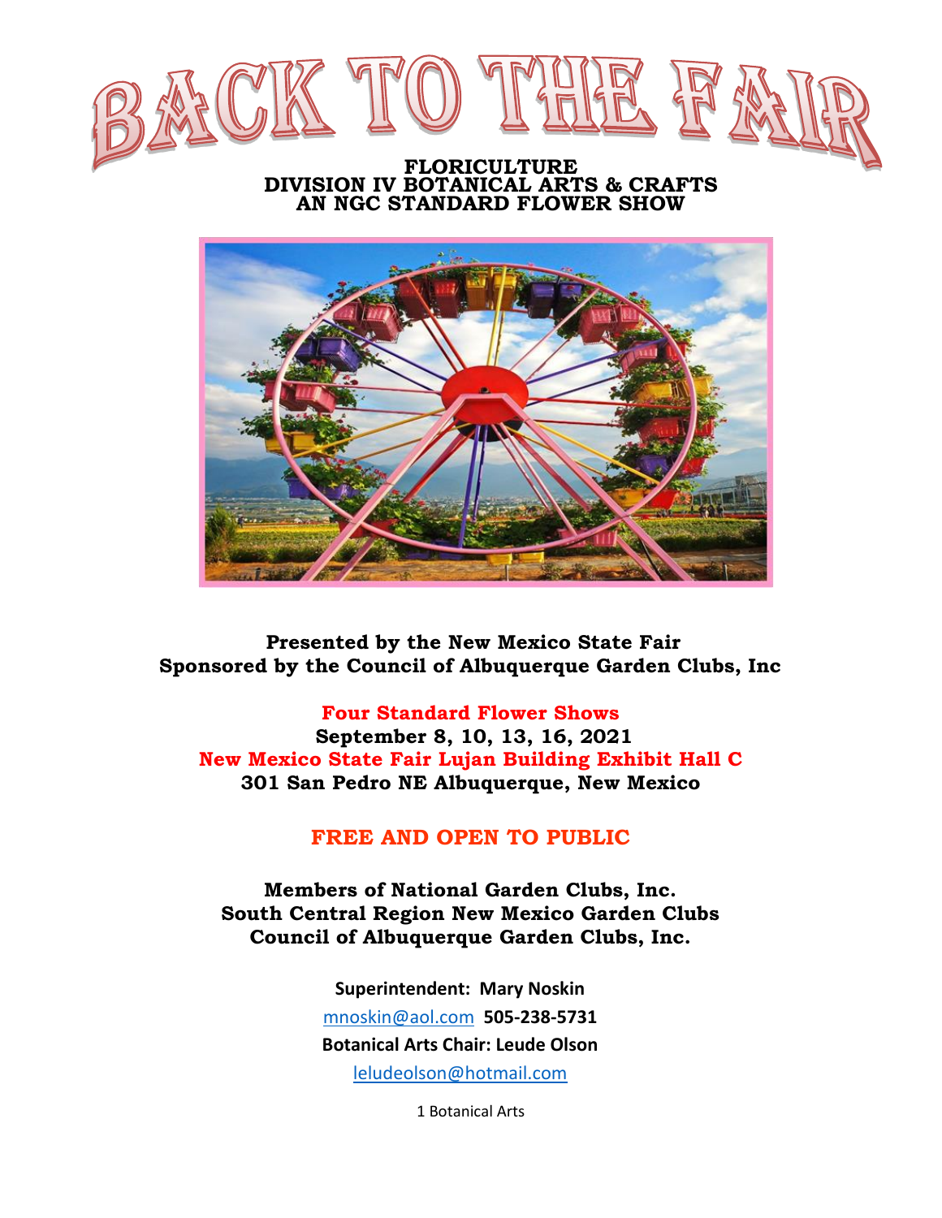# BACK TO THE FAIR

**FLORICULTURE**
**DIVISION IV BOTANICAL ARTS & CRAFTS**
**AN NGC STANDARD FLOWER SHOW**

**Presented by the New Mexico State Fair**
**Sponsored by the Council of Albuquerque Garden Clubs, Inc**

**Four Standard Flower Shows**
**September 8, 10, 13, 16, 2021**
**New Mexico State Fair Lujan Building Exhibit Hall C**
**301 San Pedro NE Albuquerque, New Mexico**

**FREE AND OPEN TO PUBLIC**

**Members of National Garden Clubs, Inc.**
**South Central Region New Mexico Garden Clubs**
**Council of Albuquerque Garden Clubs, Inc.**

**Superintendent: Mary Noskin**
mnoskin@aol.com **505-238-5731**
**Botanical Arts Chair: Leude Olson**
leludeolson@hotmail.com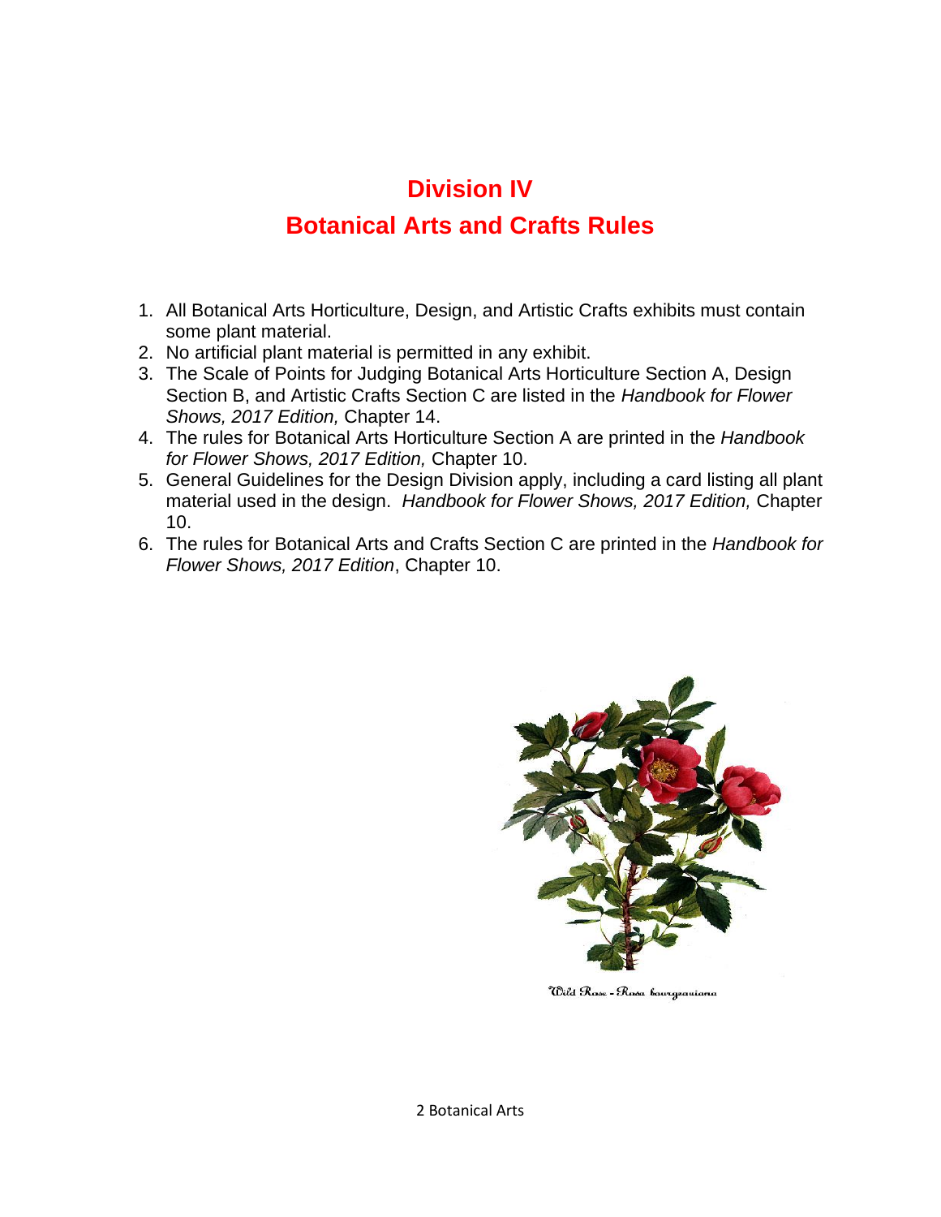# Division IV

# Botanical Arts and Crafts Rules

1. All Botanical Arts Horticulture, Design, and Artistic Crafts exhibits must contain some plant material.
2. No artificial plant material is permitted in any exhibit.
3. The Scale of Points for Judging Botanical Arts Horticulture Section A, Design Section B, and Artistic Crafts Section C are listed in the *Handbook for Flower Shows, 2017 Edition,* Chapter 14.
4. The rules for Botanical Arts Horticulture Section A are printed in the *Handbook for Flower Shows, 2017 Edition,* Chapter 10.
5. General Guidelines for the Design Division apply, including a card listing all plant material used in the design. *Handbook for Flower Shows, 2017 Edition,* Chapter 10.
6. The rules for Botanical Arts and Crafts Section C are printed in the *Handbook for Flower Shows, 2017 Edition*, Chapter 10.

Wild Rose - Rosa bourgeauiana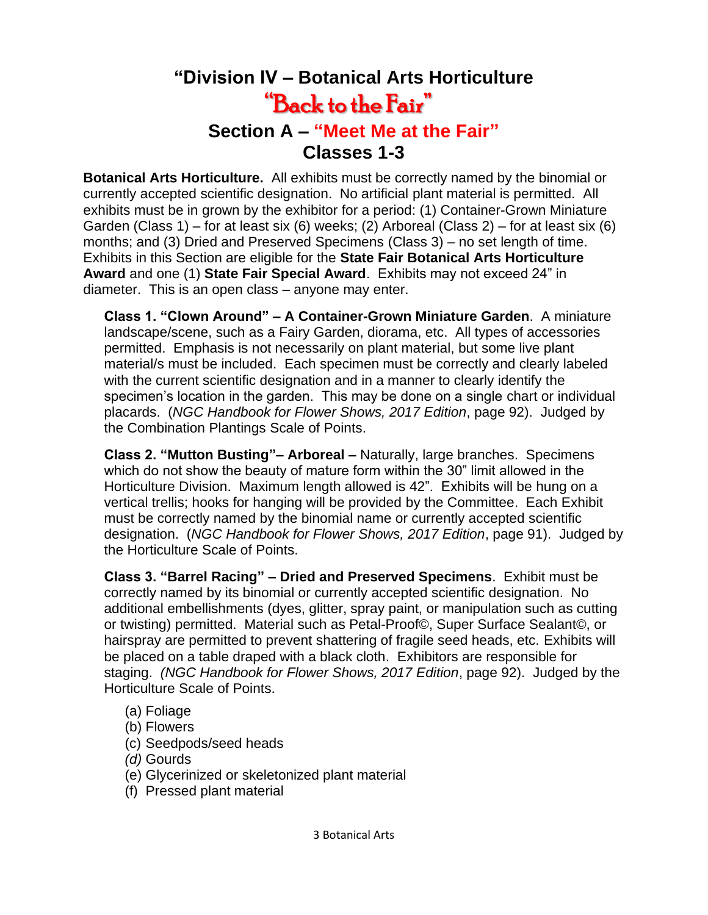# "Division IV – Botanical Arts Horticulture

## "Back to the Fair"

## Section A – "Meet Me at the Fair"

## Classes 1-3

**Botanical Arts Horticulture.** All exhibits must be correctly named by the binomial or currently accepted scientific designation. No artificial plant material is permitted. All exhibits must be in grown by the exhibitor for a period: (1) Container-Grown Miniature Garden (Class 1) – for at least six (6) weeks; (2) Arboreal (Class 2) – for at least six (6) months; and (3) Dried and Preserved Specimens (Class 3) – no set length of time. Exhibits in this Section are eligible for the **State Fair Botanical Arts Horticulture Award** and one (1) **State Fair Special Award**. Exhibits may not exceed 24" in diameter. This is an open class – anyone may enter.

**Class 1. "Clown Around" – A Container-Grown Miniature Garden**. A miniature landscape/scene, such as a Fairy Garden, diorama, etc. All types of accessories permitted. Emphasis is not necessarily on plant material, but some live plant material/s must be included. Each specimen must be correctly and clearly labeled with the current scientific designation and in a manner to clearly identify the specimen's location in the garden. This may be done on a single chart or individual placards. (*NGC Handbook for Flower Shows, 2017 Edition*, page 92). Judged by the Combination Plantings Scale of Points.

**Class 2. "Mutton Busting"– Arboreal –** Naturally, large branches. Specimens which do not show the beauty of mature form within the 30" limit allowed in the Horticulture Division. Maximum length allowed is 42". Exhibits will be hung on a vertical trellis; hooks for hanging will be provided by the Committee. Each Exhibit must be correctly named by the binomial name or currently accepted scientific designation. (*NGC Handbook for Flower Shows, 2017 Edition*, page 91). Judged by the Horticulture Scale of Points.

**Class 3. "Barrel Racing" – Dried and Preserved Specimens**. Exhibit must be correctly named by its binomial or currently accepted scientific designation. No additional embellishments (dyes, glitter, spray paint, or manipulation such as cutting or twisting) permitted. Material such as Petal-Proof©, Super Surface Sealant©, or hairspray are permitted to prevent shattering of fragile seed heads, etc. Exhibits will be placed on a table draped with a black cloth. Exhibitors are responsible for staging. *(NGC Handbook for Flower Shows, 2017 Edition*, page 92). Judged by the Horticulture Scale of Points.

(a) Foliage
(b) Flowers
(c) Seedpods/seed heads
*(d)* Gourds
(e) Glycerinized or skeletonized plant material
(f) Pressed plant material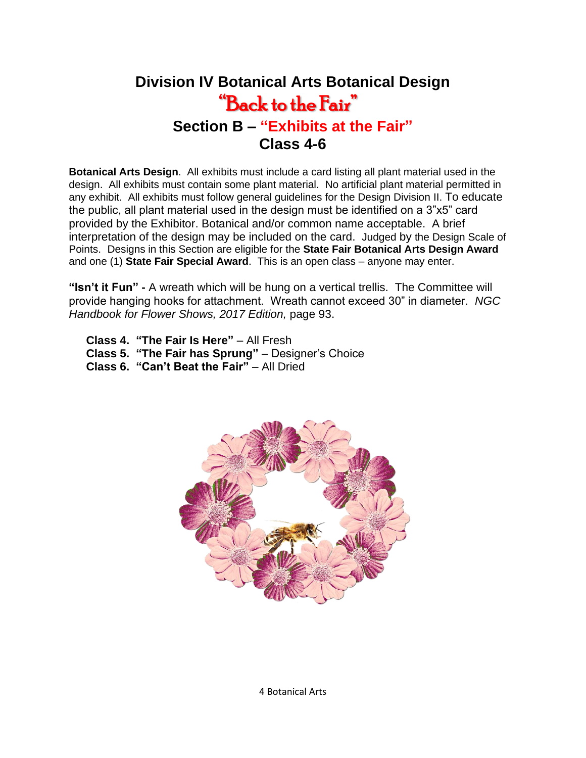# Division IV Botanical Arts Botanical Design

## "Back to the Fair"

## Section B – "Exhibits at the Fair"

## Class 4-6

**Botanical Arts Design**. All exhibits must include a card listing all plant material used in the design. All exhibits must contain some plant material. No artificial plant material permitted in any exhibit. All exhibits must follow general guidelines for the Design Division II. To educate the public, all plant material used in the design must be identified on a 3"x5" card provided by the Exhibitor. Botanical and/or common name acceptable. A brief interpretation of the design may be included on the card. Judged by the Design Scale of Points. Designs in this Section are eligible for the **State Fair Botanical Arts Design Award** and one (1) **State Fair Special Award**. This is an open class – anyone may enter.

**"Isn't it Fun" -** A wreath which will be hung on a vertical trellis. The Committee will provide hanging hooks for attachment. Wreath cannot exceed 30" in diameter. *NGC Handbook for Flower Shows, 2017 Edition,* page 93.

- **Class 4. "The Fair Is Here"** – All Fresh
- **Class 5. "The Fair has Sprung"** – Designer's Choice
- **Class 6. "Can't Beat the Fair"** – All Dried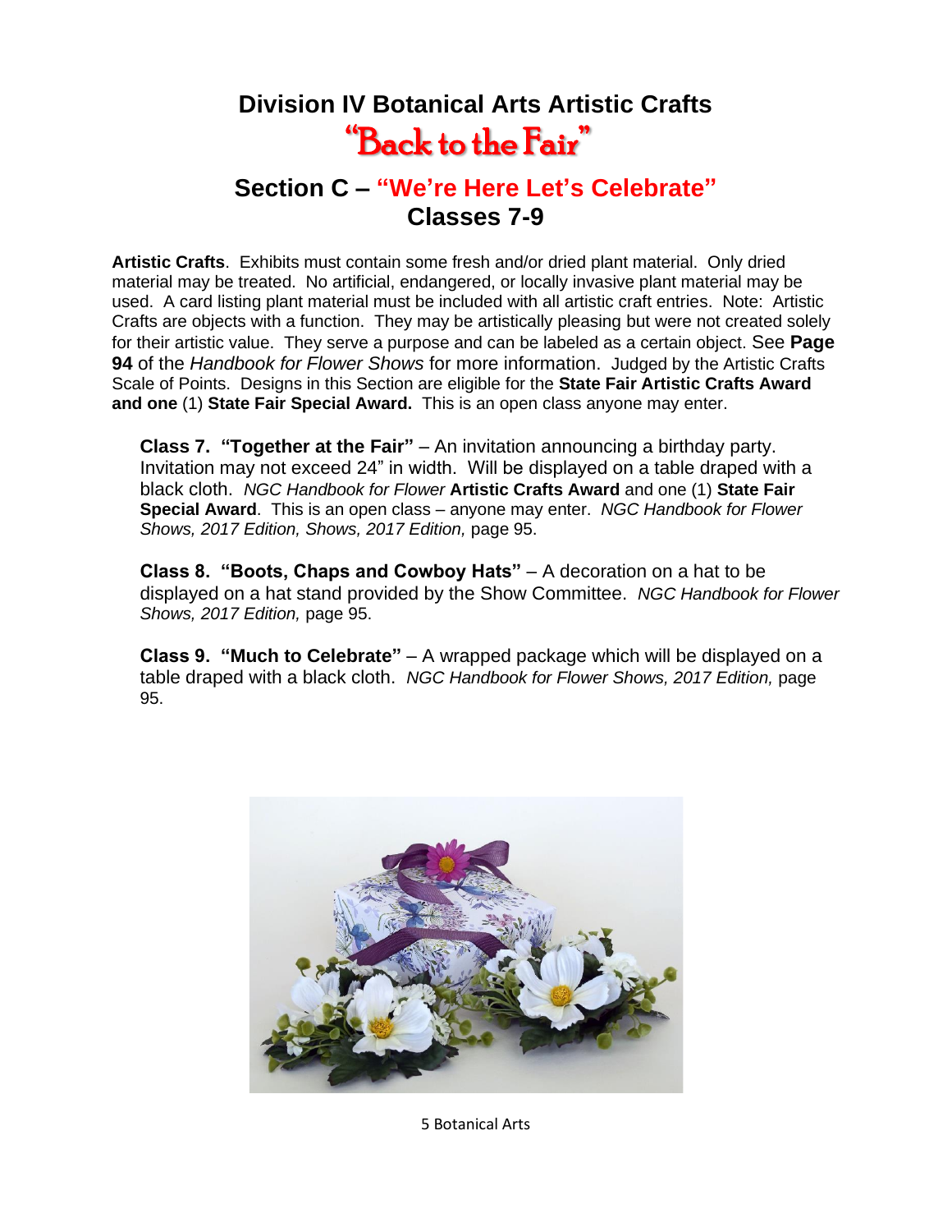# Division IV Botanical Arts Artistic Crafts

# "Back to the Fair"

## Section C – "We're Here Let's Celebrate"

## Classes 7-9

**Artistic Crafts**. Exhibits must contain some fresh and/or dried plant material. Only dried material may be treated. No artificial, endangered, or locally invasive plant material may be used. A card listing plant material must be included with all artistic craft entries. Note: Artistic Crafts are objects with a function. They may be artistically pleasing but were not created solely for their artistic value. They serve a purpose and can be labeled as a certain object. See **Page 94** of the *Handbook for Flower Shows* for more information. Judged by the Artistic Crafts Scale of Points. Designs in this Section are eligible for the **State Fair Artistic Crafts Award and one** (1) **State Fair Special Award.** This is an open class anyone may enter.

**Class 7. "Together at the Fair"** – An invitation announcing a birthday party. Invitation may not exceed 24" in width. Will be displayed on a table draped with a black cloth. *NGC Handbook for Flower* **Artistic Crafts Award** and one (1) **State Fair Special Award**. This is an open class – anyone may enter. *NGC Handbook for Flower Shows, 2017 Edition, Shows, 2017 Edition,* page 95.

**Class 8. "Boots, Chaps and Cowboy Hats"** – A decoration on a hat to be displayed on a hat stand provided by the Show Committee. *NGC Handbook for Flower Shows, 2017 Edition,* page 95.

**Class 9. "Much to Celebrate"** – A wrapped package which will be displayed on a table draped with a black cloth. *NGC Handbook for Flower Shows, 2017 Edition,* page 95.